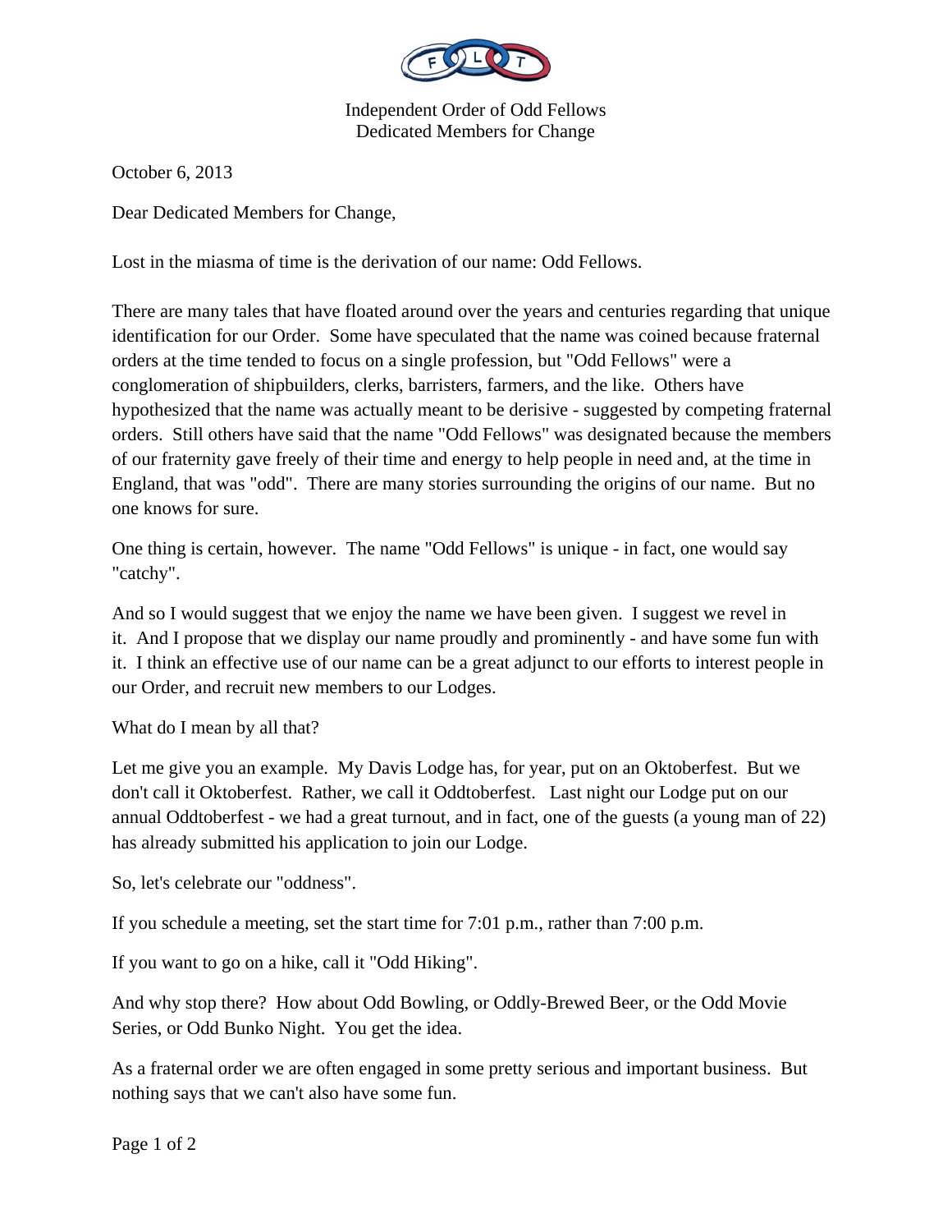Independent Order of Odd Fellows
Dedicated Members for Change

October 6, 2013

Dear Dedicated Members for Change,

Lost in the miasma of time is the derivation of our name: Odd Fellows.

There are many tales that have floated around over the years and centuries regarding that unique identification for our Order. Some have speculated that the name was coined because fraternal orders at the time tended to focus on a single profession, but "Odd Fellows" were a conglomeration of shipbuilders, clerks, barristers, farmers, and the like. Others have hypothesized that the name was actually meant to be derisive - suggested by competing fraternal orders. Still others have said that the name "Odd Fellows" was designated because the members of our fraternity gave freely of their time and energy to help people in need and, at the time in England, that was "odd". There are many stories surrounding the origins of our name. But no one knows for sure.

One thing is certain, however. The name "Odd Fellows" is unique - in fact, one would say "catchy".

And so I would suggest that we enjoy the name we have been given. I suggest we revel in it. And I propose that we display our name proudly and prominently - and have some fun with it. I think an effective use of our name can be a great adjunct to our efforts to interest people in our Order, and recruit new members to our Lodges.

What do I mean by all that?

Let me give you an example. My Davis Lodge has, for year, put on an Oktoberfest. But we don't call it Oktoberfest. Rather, we call it Oddtoberfest. Last night our Lodge put on our annual Oddtoberfest - we had a great turnout, and in fact, one of the guests (a young man of 22) has already submitted his application to join our Lodge.

So, let's celebrate our "oddness".

If you schedule a meeting, set the start time for 7:01 p.m., rather than 7:00 p.m.

If you want to go on a hike, call it "Odd Hiking".

And why stop there? How about Odd Bowling, or Oddly-Brewed Beer, or the Odd Movie Series, or Odd Bunko Night. You get the idea.

As a fraternal order we are often engaged in some pretty serious and important business. But nothing says that we can't also have some fun.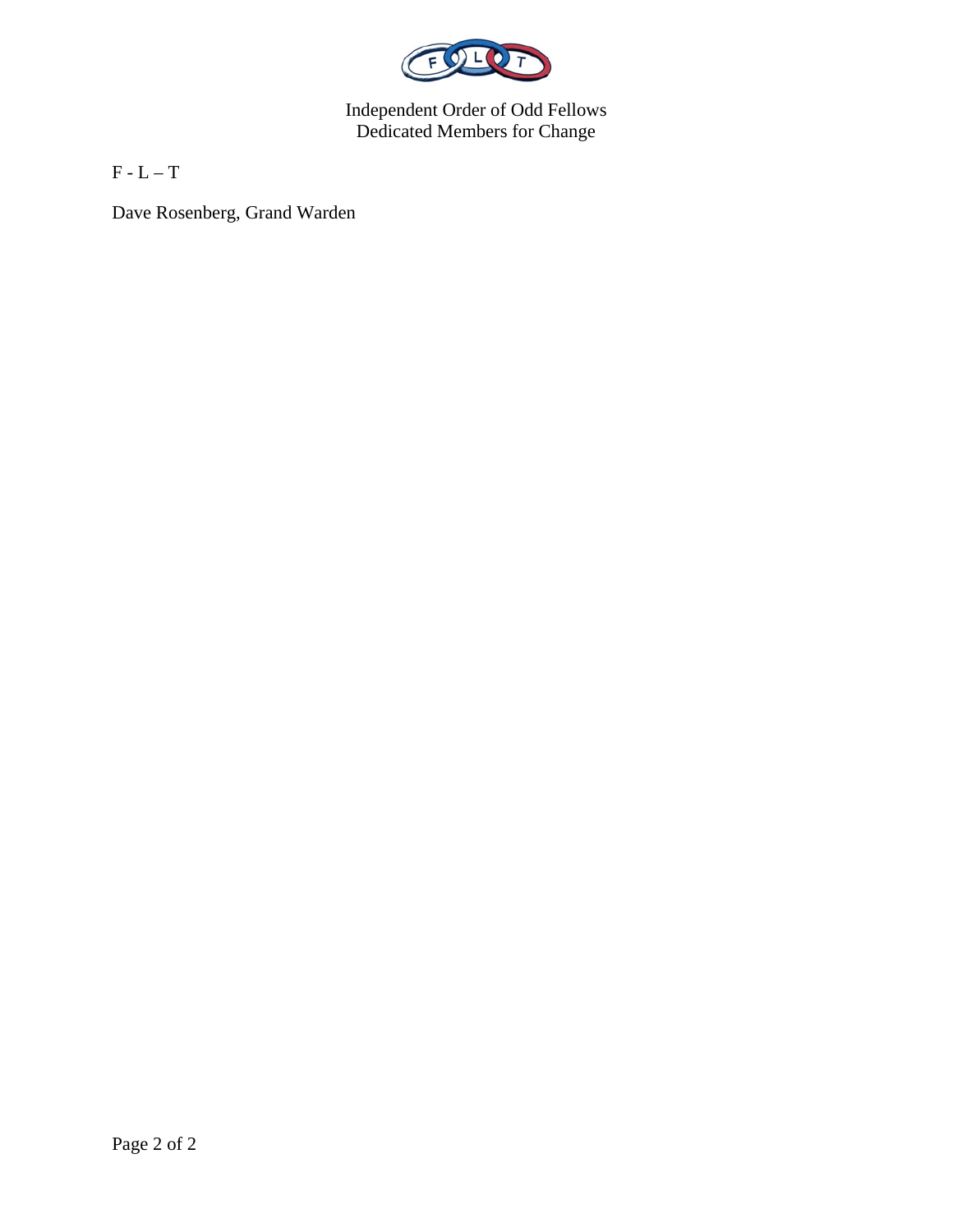Independent Order of Odd Fellows
Dedicated Members for Change

F - L – T

Dave Rosenberg, Grand Warden